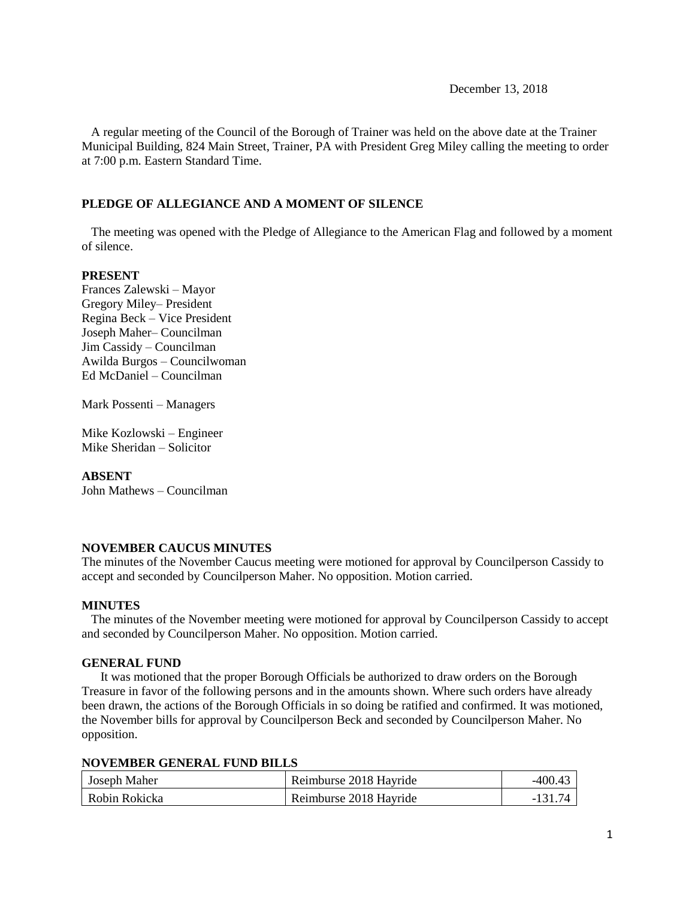December 13, 2018

A regular meeting of the Council of the Borough of Trainer was held on the above date at the Trainer Municipal Building, 824 Main Street, Trainer, PA with President Greg Miley calling the meeting to order at 7:00 p.m. Eastern Standard Time.

**PLEDGE OF ALLEGIANCE AND A MOMENT OF SILENCE**

The meeting was opened with the Pledge of Allegiance to the American Flag and followed by a moment of silence.

**PRESENT**

Frances Zalewski – Mayor
Gregory Miley– President
Regina Beck – Vice President
Joseph Maher– Councilman
Jim Cassidy – Councilman
Awilda Burgos – Councilwoman
Ed McDaniel – Councilman

Mark Possenti – Managers

Mike Kozlowski – Engineer
Mike Sheridan – Solicitor

**ABSENT**

John Mathews – Councilman

**NOVEMBER CAUCUS MINUTES**

The minutes of the November Caucus meeting were motioned for approval by Councilperson Cassidy to accept and seconded by Councilperson Maher. No opposition. Motion carried.

**MINUTES**

The minutes of the November meeting were motioned for approval by Councilperson Cassidy to accept and seconded by Councilperson Maher. No opposition. Motion carried.

**GENERAL FUND**

It was motioned that the proper Borough Officials be authorized to draw orders on the Borough Treasure in favor of the following persons and in the amounts shown. Where such orders have already been drawn, the actions of the Borough Officials in so doing be ratified and confirmed. It was motioned, the November bills for approval by Councilperson Beck and seconded by Councilperson Maher. No opposition.

**NOVEMBER GENERAL FUND BILLS**

| | | |
|---|---|---|
| Joseph Maher | Reimburse 2018 Hayride | -400.43 |
| Robin Rokicka | Reimburse 2018 Hayride | -131.74 |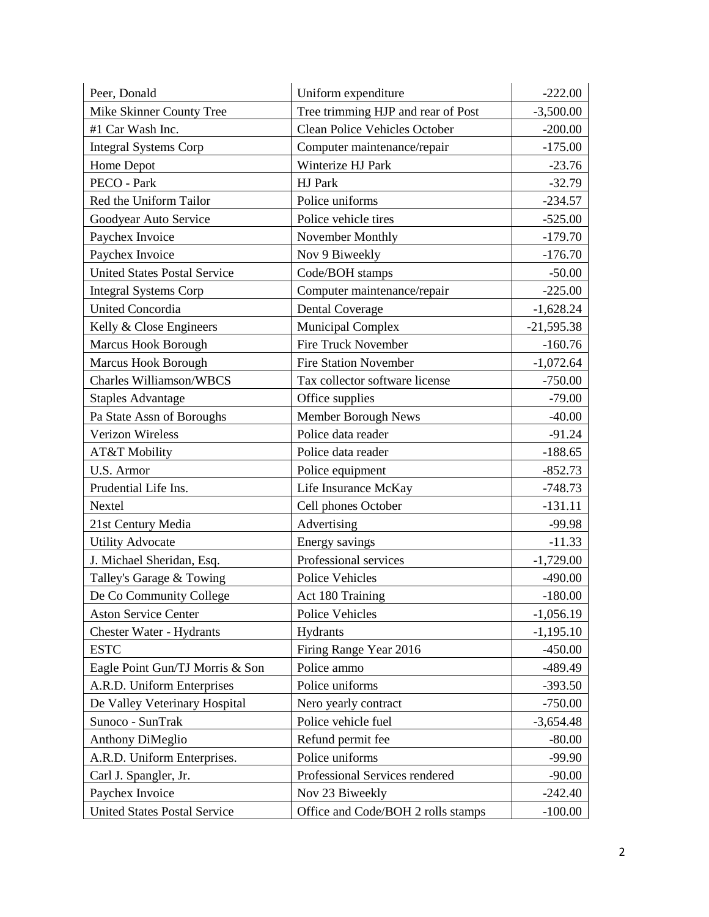| | | |
|---|---|---|
| Peer, Donald | Uniform expenditure | -222.00 |
| Mike Skinner County Tree | Tree trimming HJP and rear of Post | -3,500.00 |
| #1 Car Wash Inc. | Clean Police Vehicles October | -200.00 |
| Integral Systems Corp | Computer maintenance/repair | -175.00 |
| Home Depot | Winterize HJ Park | -23.76 |
| PECO - Park | HJ Park | -32.79 |
| Red the Uniform Tailor | Police uniforms | -234.57 |
| Goodyear Auto Service | Police vehicle tires | -525.00 |
| Paychex Invoice | November Monthly | -179.70 |
| Paychex Invoice | Nov 9 Biweekly | -176.70 |
| United States Postal Service | Code/BOH stamps | -50.00 |
| Integral Systems Corp | Computer maintenance/repair | -225.00 |
| United Concordia | Dental Coverage | -1,628.24 |
| Kelly & Close Engineers | Municipal Complex | -21,595.38 |
| Marcus Hook Borough | Fire Truck November | -160.76 |
| Marcus Hook Borough | Fire Station November | -1,072.64 |
| Charles Williamson/WBCS | Tax collector software license | -750.00 |
| Staples Advantage | Office supplies | -79.00 |
| Pa State Assn of Boroughs | Member Borough News | -40.00 |
| Verizon Wireless | Police data reader | -91.24 |
| AT&T Mobility | Police data reader | -188.65 |
| U.S. Armor | Police equipment | -852.73 |
| Prudential Life Ins. | Life Insurance McKay | -748.73 |
| Nextel | Cell phones October | -131.11 |
| 21st Century Media | Advertising | -99.98 |
| Utility Advocate | Energy savings | -11.33 |
| J. Michael Sheridan, Esq. | Professional services | -1,729.00 |
| Talley's Garage & Towing | Police Vehicles | -490.00 |
| De Co Community College | Act 180 Training | -180.00 |
| Aston Service Center | Police Vehicles | -1,056.19 |
| Chester Water - Hydrants | Hydrants | -1,195.10 |
| ESTC | Firing Range Year 2016 | -450.00 |
| Eagle Point Gun/TJ Morris & Son | Police ammo | -489.49 |
| A.R.D. Uniform Enterprises | Police uniforms | -393.50 |
| De Valley Veterinary Hospital | Nero yearly contract | -750.00 |
| Sunoco - SunTrak | Police vehicle fuel | -3,654.48 |
| Anthony DiMeglio | Refund permit fee | -80.00 |
| A.R.D. Uniform Enterprises. | Police uniforms | -99.90 |
| Carl J. Spangler, Jr. | Professional Services rendered | -90.00 |
| Paychex Invoice | Nov 23 Biweekly | -242.40 |
| United States Postal Service | Office and Code/BOH 2 rolls stamps | -100.00 |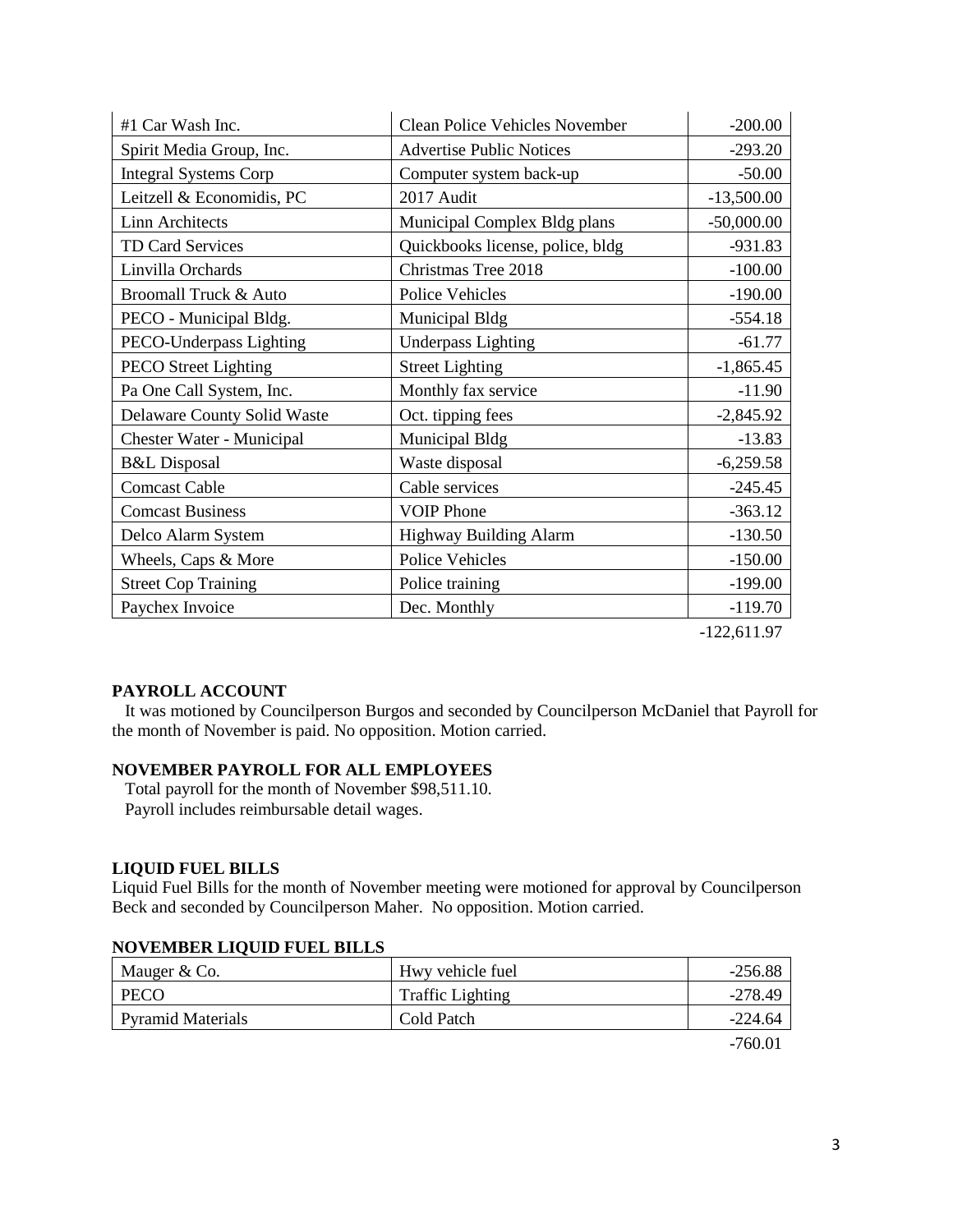| | | |
|---|---|---|
| #1 Car Wash Inc. | Clean Police Vehicles November | -200.00 |
| Spirit Media Group, Inc. | Advertise Public Notices | -293.20 |
| Integral Systems Corp | Computer system back-up | -50.00 |
| Leitzell & Economidis, PC | 2017 Audit | -13,500.00 |
| Linn Architects | Municipal Complex Bldg plans | -50,000.00 |
| TD Card Services | Quickbooks license, police, bldg | -931.83 |
| Linvilla Orchards | Christmas Tree 2018 | -100.00 |
| Broomall Truck & Auto | Police Vehicles | -190.00 |
| PECO - Municipal Bldg. | Municipal Bldg | -554.18 |
| PECO-Underpass Lighting | Underpass Lighting | -61.77 |
| PECO Street Lighting | Street Lighting | -1,865.45 |
| Pa One Call System, Inc. | Monthly fax service | -11.90 |
| Delaware County Solid Waste | Oct. tipping fees | -2,845.92 |
| Chester Water - Municipal | Municipal Bldg | -13.83 |
| B&L Disposal | Waste disposal | -6,259.58 |
| Comcast Cable | Cable services | -245.45 |
| Comcast Business | VOIP Phone | -363.12 |
| Delco Alarm System | Highway Building Alarm | -130.50 |
| Wheels, Caps & More | Police Vehicles | -150.00 |
| Street Cop Training | Police training | -199.00 |
| Paychex Invoice | Dec. Monthly | -119.70 |
| | | -122,611.97 |

**PAYROLL ACCOUNT**

It was motioned by Councilperson Burgos and seconded by Councilperson McDaniel that Payroll for the month of November is paid. No opposition. Motion carried.

**NOVEMBER PAYROLL FOR ALL EMPLOYEES**

Total payroll for the month of November $98,511.10.
Payroll includes reimbursable detail wages.

**LIQUID FUEL BILLS**

Liquid Fuel Bills for the month of November meeting were motioned for approval by Councilperson Beck and seconded by Councilperson Maher. No opposition. Motion carried.

**NOVEMBER LIQUID FUEL BILLS**

| | | |
|---|---|---|
| Mauger & Co. | Hwy vehicle fuel | -256.88 |
| PECO | Traffic Lighting | -278.49 |
| Pyramid Materials | Cold Patch | -224.64 |
| | | -760.01 |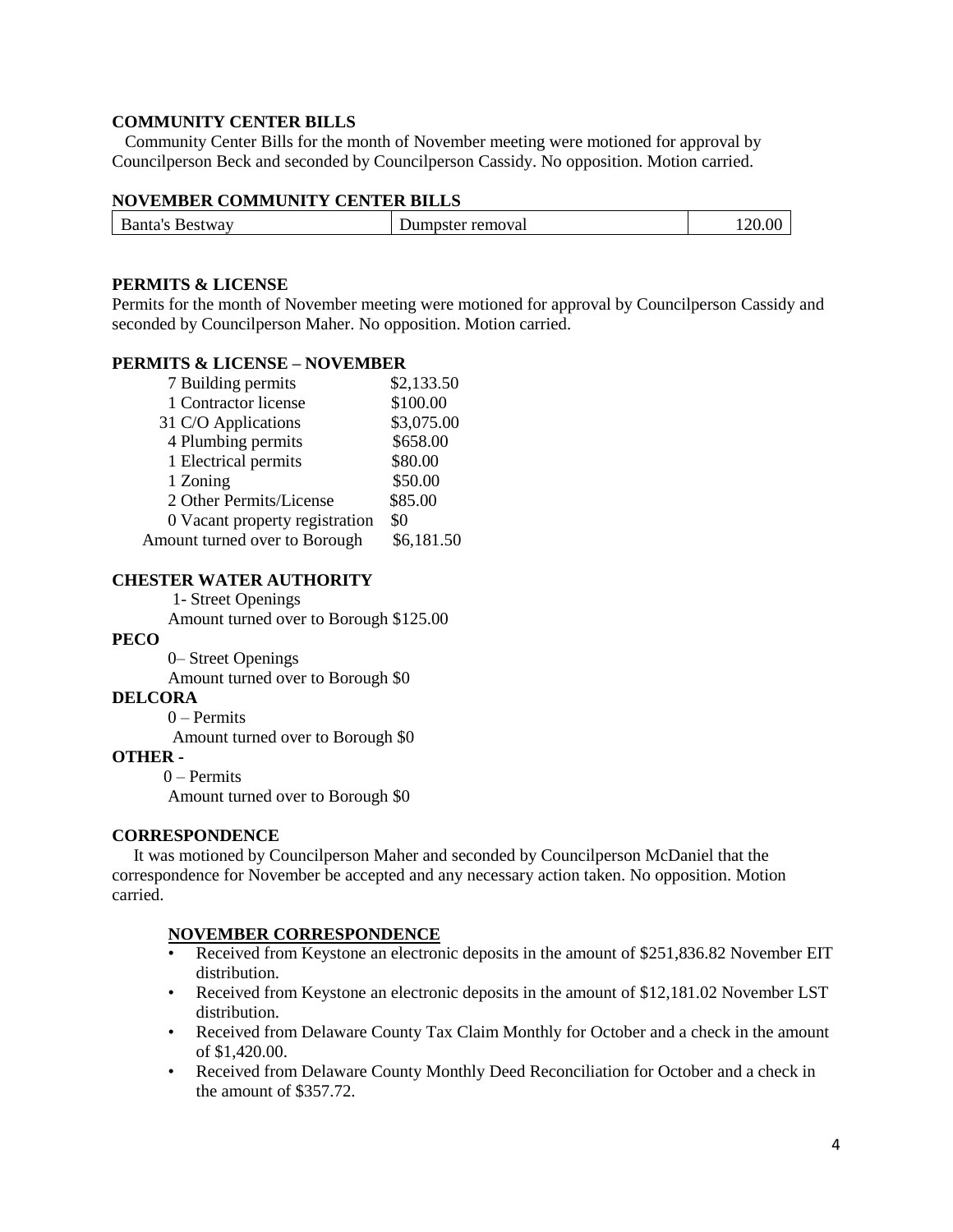**COMMUNITY CENTER BILLS**

Community Center Bills for the month of November meeting were motioned for approval by Councilperson Beck and seconded by Councilperson Cassidy. No opposition. Motion carried.

**NOVEMBER COMMUNITY CENTER BILLS**

| Banta's Bestway | Dumpster removal | 120.00 |
|---|---|---|

**PERMITS & LICENSE**

Permits for the month of November meeting were motioned for approval by Councilperson Cassidy and seconded by Councilperson Maher. No opposition. Motion carried.

**PERMITS & LICENSE – NOVEMBER**

| | |
|---|---|
| 7 Building permits | $2,133.50 |
| 1 Contractor license | $100.00 |
| 31 C/O Applications | $3,075.00 |
| 4 Plumbing permits | $658.00 |
| 1 Electrical permits | $80.00 |
| 1 Zoning | $50.00 |
| 2 Other Permits/License | $85.00 |
| 0 Vacant property registration | $0 |
| Amount turned over to Borough | $6,181.50 |

**CHESTER WATER AUTHORITY**

1- Street Openings
Amount turned over to Borough $125.00

**PECO**

0– Street Openings
Amount turned over to Borough $0

**DELCORA**

0 – Permits
Amount turned over to Borough $0

**OTHER** -

0 – Permits
Amount turned over to Borough $0

**CORRESPONDENCE**

It was motioned by Councilperson Maher and seconded by Councilperson McDaniel that the correspondence for November be accepted and any necessary action taken. No opposition. Motion carried.

**NOVEMBER CORRESPONDENCE**

- Received from Keystone an electronic deposits in the amount of $251,836.82 November EIT distribution.
- Received from Keystone an electronic deposits in the amount of $12,181.02 November LST distribution.
- Received from Delaware County Tax Claim Monthly for October and a check in the amount of $1,420.00.
- Received from Delaware County Monthly Deed Reconciliation for October and a check in the amount of $357.72.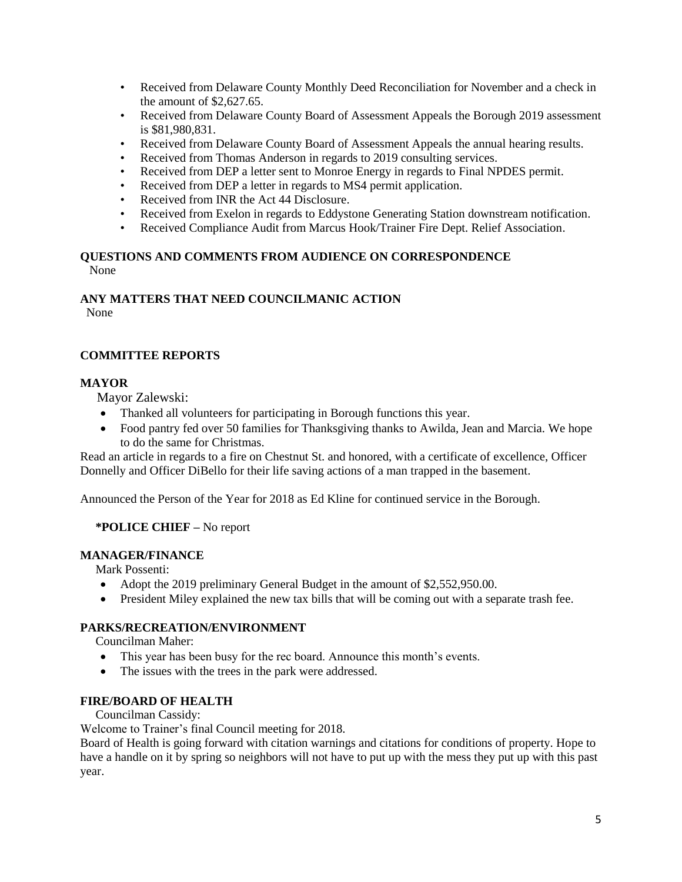- Received from Delaware County Monthly Deed Reconciliation for November and a check in the amount of $2,627.65.
- Received from Delaware County Board of Assessment Appeals the Borough 2019 assessment is $81,980,831.
- Received from Delaware County Board of Assessment Appeals the annual hearing results.
- Received from Thomas Anderson in regards to 2019 consulting services.
- Received from DEP a letter sent to Monroe Energy in regards to Final NPDES permit.
- Received from DEP a letter in regards to MS4 permit application.
- Received from INR the Act 44 Disclosure.
- Received from Exelon in regards to Eddystone Generating Station downstream notification.
- Received Compliance Audit from Marcus Hook/Trainer Fire Dept. Relief Association.

**QUESTIONS AND COMMENTS FROM AUDIENCE ON CORRESPONDENCE**

None

**ANY MATTERS THAT NEED COUNCILMANIC ACTION**

None

**COMMITTEE REPORTS**

**MAYOR**

Mayor Zalewski:

- Thanked all volunteers for participating in Borough functions this year.
- Food pantry fed over 50 families for Thanksgiving thanks to Awilda, Jean and Marcia. We hope to do the same for Christmas.

Read an article in regards to a fire on Chestnut St. and honored, with a certificate of excellence, Officer Donnelly and Officer DiBello for their life saving actions of a man trapped in the basement.

Announced the Person of the Year for 2018 as Ed Kline for continued service in the Borough.

**\*POLICE CHIEF –** No report

**MANAGER/FINANCE**

Mark Possenti:

- Adopt the 2019 preliminary General Budget in the amount of $2,552,950.00.
- President Miley explained the new tax bills that will be coming out with a separate trash fee.

**PARKS/RECREATION/ENVIRONMENT**

Councilman Maher:

- This year has been busy for the rec board. Announce this month's events.
- The issues with the trees in the park were addressed.

**FIRE/BOARD OF HEALTH**

Councilman Cassidy:

Welcome to Trainer's final Council meeting for 2018.

Board of Health is going forward with citation warnings and citations for conditions of property. Hope to have a handle on it by spring so neighbors will not have to put up with the mess they put up with this past year.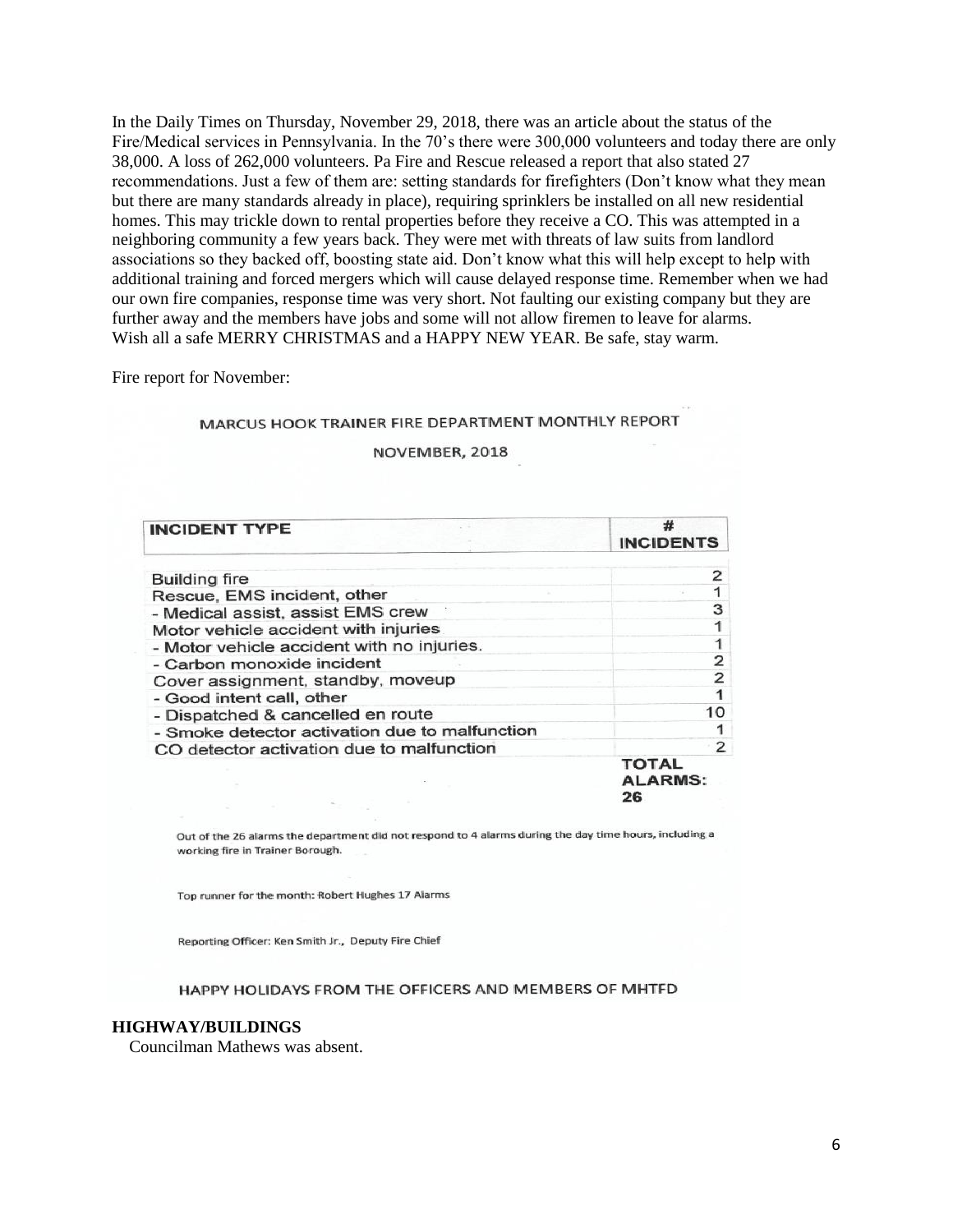In the Daily Times on Thursday, November 29, 2018, there was an article about the status of the Fire/Medical services in Pennsylvania. In the 70's there were 300,000 volunteers and today there are only 38,000. A loss of 262,000 volunteers. Pa Fire and Rescue released a report that also stated 27 recommendations. Just a few of them are: setting standards for firefighters (Don't know what they mean but there are many standards already in place), requiring sprinklers be installed on all new residential homes. This may trickle down to rental properties before they receive a CO. This was attempted in a neighboring community a few years back. They were met with threats of law suits from landlord associations so they backed off, boosting state aid. Don't know what this will help except to help with additional training and forced mergers which will cause delayed response time. Remember when we had our own fire companies, response time was very short. Not faulting our existing company but they are further away and the members have jobs and some will not allow firemen to leave for alarms.
Wish all a safe MERRY CHRISTMAS and a HAPPY NEW YEAR. Be safe, stay warm.

Fire report for November:

MARCUS HOOK TRAINER FIRE DEPARTMENT MONTHLY REPORT

NOVEMBER, 2018

| INCIDENT TYPE | # INCIDENTS |
|---|---|
| Building fire | 2 |
| Rescue, EMS incident, other | 1 |
| - Medical assist, assist EMS crew | 3 |
| Motor vehicle accident with injuries | 1 |
| - Motor vehicle accident with no injuries. | 1 |
| - Carbon monoxide incident | 2 |
| Cover assignment, standby, moveup | 2 |
| - Good intent call, other | 1 |
| - Dispatched & cancelled en route | 10 |
| - Smoke detector activation due to malfunction | 1 |
| CO detector activation due to malfunction | 2 |
| | TOTAL ALARMS: 26 |

Out of the 26 alarms the department did not respond to 4 alarms during the day time hours, including a working fire in Trainer Borough.

Top runner for the month: Robert Hughes 17 Alarms

Reporting Officer: Ken Smith Jr., Deputy Fire Chief

HAPPY HOLIDAYS FROM THE OFFICERS AND MEMBERS OF MHTFD

**HIGHWAY/BUILDINGS**

Councilman Mathews was absent.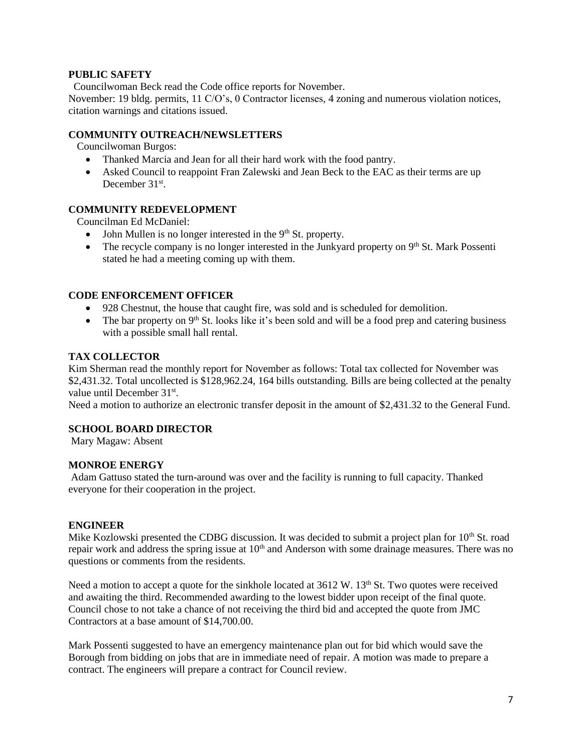## PUBLIC SAFETY

Councilwoman Beck read the Code office reports for November.
November: 19 bldg. permits, 11 C/O's, 0 Contractor licenses, 4 zoning and numerous violation notices, citation warnings and citations issued.

## COMMUNITY OUTREACH/NEWSLETTERS

Councilwoman Burgos:

- Thanked Marcia and Jean for all their hard work with the food pantry.
- Asked Council to reappoint Fran Zalewski and Jean Beck to the EAC as their terms are up December 31st.

## COMMUNITY REDEVELOPMENT

Councilman Ed McDaniel:

- John Mullen is no longer interested in the 9th St. property.
- The recycle company is no longer interested in the Junkyard property on 9th St. Mark Possenti stated he had a meeting coming up with them.

## CODE ENFORCEMENT OFFICER

- 928 Chestnut, the house that caught fire, was sold and is scheduled for demolition.
- The bar property on 9th St. looks like it's been sold and will be a food prep and catering business with a possible small hall rental.

## TAX COLLECTOR

Kim Sherman read the monthly report for November as follows: Total tax collected for November was $2,431.32. Total uncollected is $128,962.24, 164 bills outstanding. Bills are being collected at the penalty value until December 31st.
Need a motion to authorize an electronic transfer deposit in the amount of $2,431.32 to the General Fund.

## SCHOOL BOARD DIRECTOR

Mary Magaw: Absent

## MONROE ENERGY

Adam Gattuso stated the turn-around was over and the facility is running to full capacity. Thanked everyone for their cooperation in the project.

## ENGINEER

Mike Kozlowski presented the CDBG discussion. It was decided to submit a project plan for 10th St. road repair work and address the spring issue at 10th and Anderson with some drainage measures. There was no questions or comments from the residents.

Need a motion to accept a quote for the sinkhole located at 3612 W. 13th St. Two quotes were received and awaiting the third. Recommended awarding to the lowest bidder upon receipt of the final quote. Council chose to not take a chance of not receiving the third bid and accepted the quote from JMC Contractors at a base amount of $14,700.00.

Mark Possenti suggested to have an emergency maintenance plan out for bid which would save the Borough from bidding on jobs that are in immediate need of repair. A motion was made to prepare a contract. The engineers will prepare a contract for Council review.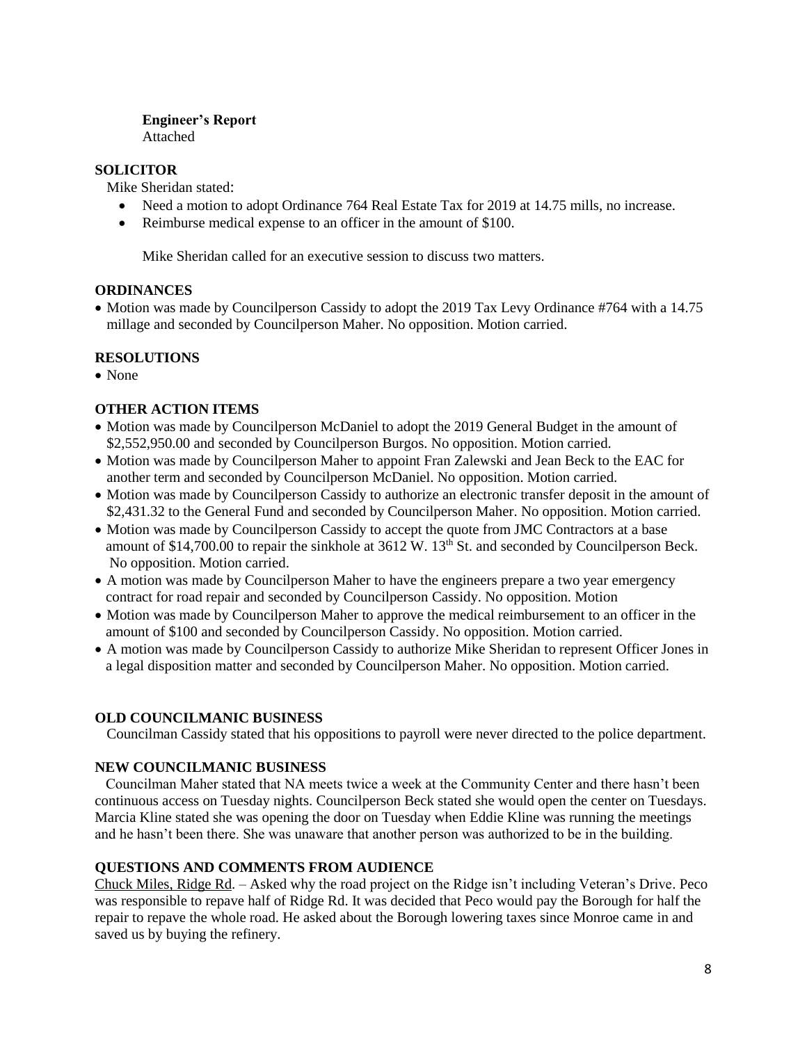**Engineer's Report**
Attached

### SOLICITOR

Mike Sheridan stated:

- Need a motion to adopt Ordinance 764 Real Estate Tax for 2019 at 14.75 mills, no increase.
- Reimburse medical expense to an officer in the amount of $100.

Mike Sheridan called for an executive session to discuss two matters.

### ORDINANCES

- Motion was made by Councilperson Cassidy to adopt the 2019 Tax Levy Ordinance #764 with a 14.75 millage and seconded by Councilperson Maher. No opposition. Motion carried.

### RESOLUTIONS

- None

### OTHER ACTION ITEMS

- Motion was made by Councilperson McDaniel to adopt the 2019 General Budget in the amount of $2,552,950.00 and seconded by Councilperson Burgos. No opposition. Motion carried.
- Motion was made by Councilperson Maher to appoint Fran Zalewski and Jean Beck to the EAC for another term and seconded by Councilperson McDaniel. No opposition. Motion carried.
- Motion was made by Councilperson Cassidy to authorize an electronic transfer deposit in the amount of $2,431.32 to the General Fund and seconded by Councilperson Maher. No opposition. Motion carried.
- Motion was made by Councilperson Cassidy to accept the quote from JMC Contractors at a base amount of $14,700.00 to repair the sinkhole at 3612 W. 13th St. and seconded by Councilperson Beck. No opposition. Motion carried.
- A motion was made by Councilperson Maher to have the engineers prepare a two year emergency contract for road repair and seconded by Councilperson Cassidy. No opposition. Motion
- Motion was made by Councilperson Maher to approve the medical reimbursement to an officer in the amount of $100 and seconded by Councilperson Cassidy. No opposition. Motion carried.
- A motion was made by Councilperson Cassidy to authorize Mike Sheridan to represent Officer Jones in a legal disposition matter and seconded by Councilperson Maher. No opposition. Motion carried.

### OLD COUNCILMANIC BUSINESS

Councilman Cassidy stated that his oppositions to payroll were never directed to the police department.

### NEW COUNCILMANIC BUSINESS

Councilman Maher stated that NA meets twice a week at the Community Center and there hasn't been continuous access on Tuesday nights. Councilperson Beck stated she would open the center on Tuesdays. Marcia Kline stated she was opening the door on Tuesday when Eddie Kline was running the meetings and he hasn't been there. She was unaware that another person was authorized to be in the building.

### QUESTIONS AND COMMENTS FROM AUDIENCE

Chuck Miles, Ridge Rd. – Asked why the road project on the Ridge isn't including Veteran's Drive. Peco was responsible to repave half of Ridge Rd. It was decided that Peco would pay the Borough for half the repair to repave the whole road. He asked about the Borough lowering taxes since Monroe came in and saved us by buying the refinery.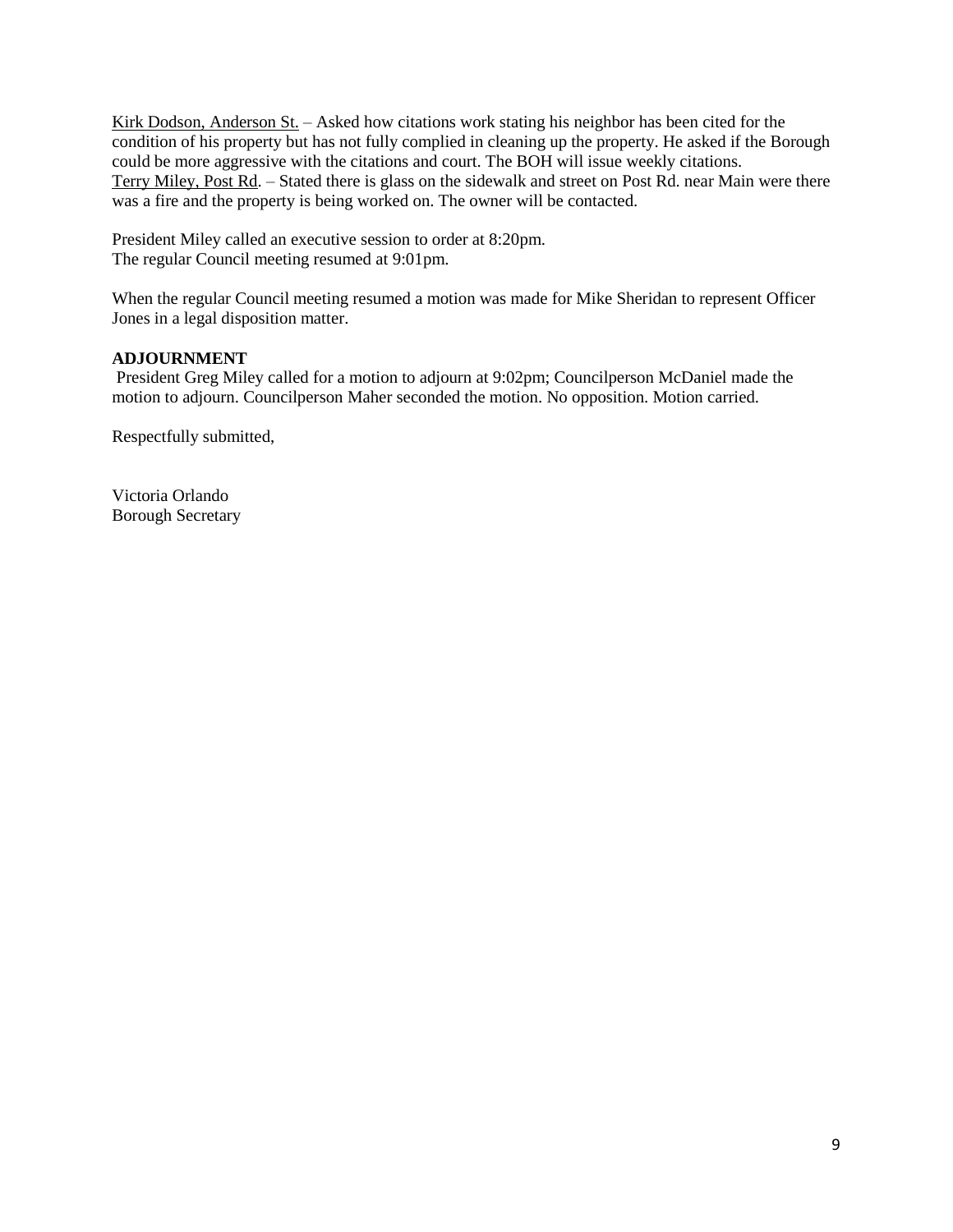Kirk Dodson, Anderson St. – Asked how citations work stating his neighbor has been cited for the condition of his property but has not fully complied in cleaning up the property. He asked if the Borough could be more aggressive with the citations and court. The BOH will issue weekly citations.
Terry Miley, Post Rd. – Stated there is glass on the sidewalk and street on Post Rd. near Main were there was a fire and the property is being worked on. The owner will be contacted.

President Miley called an executive session to order at 8:20pm.
The regular Council meeting resumed at 9:01pm.

When the regular Council meeting resumed a motion was made for Mike Sheridan to represent Officer Jones in a legal disposition matter.

**ADJOURNMENT**

President Greg Miley called for a motion to adjourn at 9:02pm; Councilperson McDaniel made the motion to adjourn. Councilperson Maher seconded the motion. No opposition. Motion carried.

Respectfully submitted,

Victoria Orlando
Borough Secretary